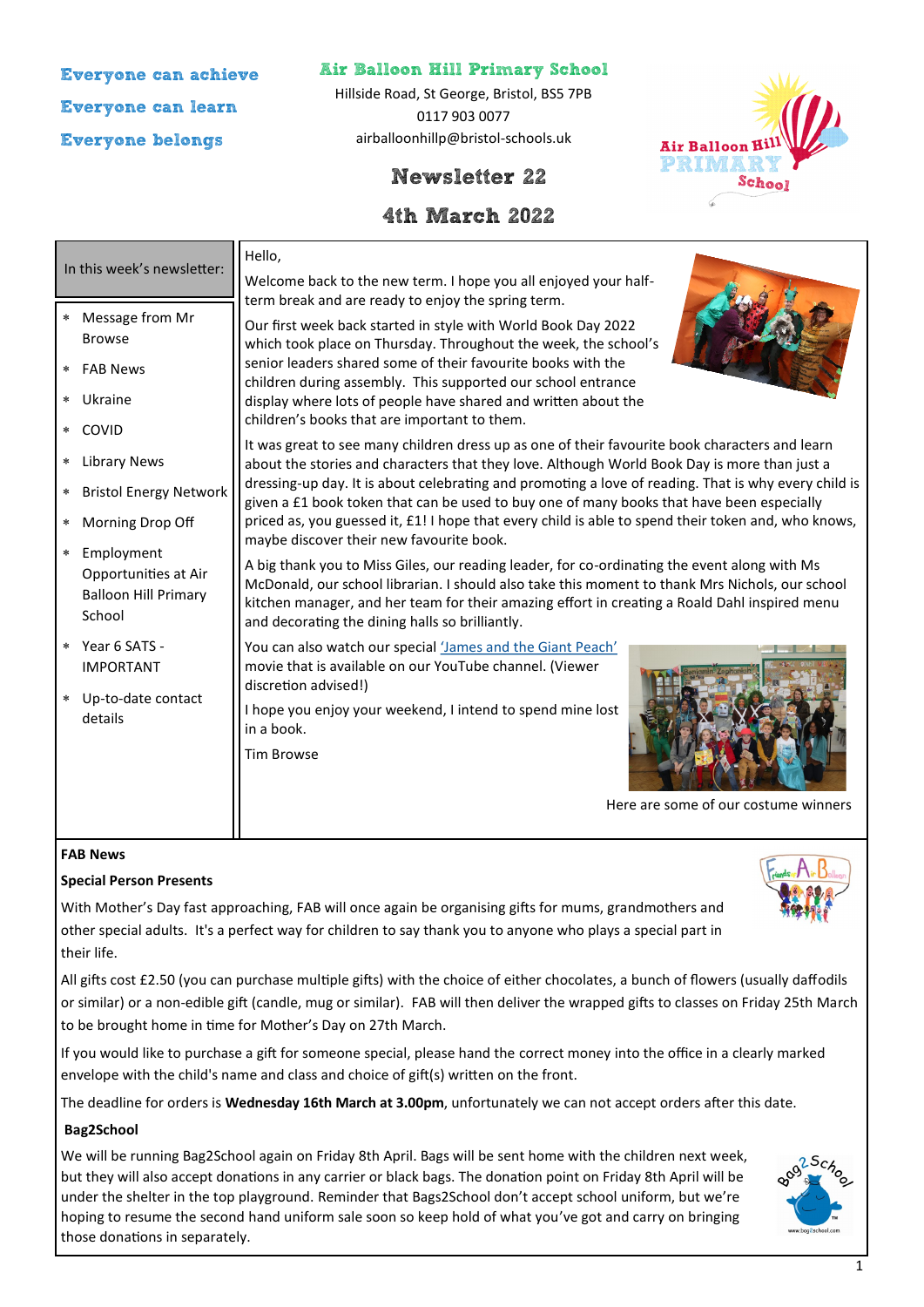**Everyone can achieve**

**Everyone can learn**

**Everyone belongs**

# Air Balloon Hill Primary School

Hillside Road, St George, Bristol, BS5 7PB

0117 903 0077

airballoonhillp@bristol-schools.uk

## Newsletter 22

## 4th March 2022

In this week's newsletter:

- Message from Mr Browse
- FAB News
- Ukraine
- COVID
- Library News
- Bristol Energy Network
- Morning Drop Off
- Employment Opportunities at Air Balloon Hill Primary School
- Year 6 SATS - IMPORTANT
- Up-to-date contact details

Hello,

Welcome back to the new term. I hope you all enjoyed your half-term break and are ready to enjoy the spring term.

Our first week back started in style with World Book Day 2022 which took place on Thursday. Throughout the week, the school's senior leaders shared some of their favourite books with the children during assembly. This supported our school entrance display where lots of people have shared and written about the children's books that are important to them.

It was great to see many children dress up as one of their favourite book characters and learn about the stories and characters that they love. Although World Book Day is more than just a dressing-up day. It is about celebrating and promoting a love of reading. That is why every child is given a £1 book token that can be used to buy one of many books that have been especially priced as, you guessed it, £1! I hope that every child is able to spend their token and, who knows, maybe discover their new favourite book.

A big thank you to Miss Giles, our reading leader, for co-ordinating the event along with Ms McDonald, our school librarian. I should also take this moment to thank Mrs Nichols, our school kitchen manager, and her team for their amazing effort in creating a Roald Dahl inspired menu and decorating the dining halls so brilliantly.

You can also watch our special 'James and the Giant Peach' movie that is available on our YouTube channel. (Viewer discretion advised!)

I hope you enjoy your weekend, I intend to spend mine lost in a book.

Tim Browse

Here are some of our costume winners

**FAB News**

**Special Person Presents**

With Mother's Day fast approaching, FAB will once again be organising gifts for mums, grandmothers and other special adults. It's a perfect way for children to say thank you to anyone who plays a special part in their life.

All gifts cost £2.50 (you can purchase multiple gifts) with the choice of either chocolates, a bunch of flowers (usually daffodils or similar) or a non-edible gift (candle, mug or similar). FAB will then deliver the wrapped gifts to classes on Friday 25th March to be brought home in time for Mother's Day on 27th March.

If you would like to purchase a gift for someone special, please hand the correct money into the office in a clearly marked envelope with the child's name and class and choice of gift(s) written on the front.

The deadline for orders is **Wednesday 16th March at 3.00pm**, unfortunately we can not accept orders after this date.

**Bag2School**

We will be running Bag2School again on Friday 8th April. Bags will be sent home with the children next week, but they will also accept donations in any carrier or black bags. The donation point on Friday 8th April will be under the shelter in the top playground. Reminder that Bags2School don't accept school uniform, but we're hoping to resume the second hand uniform sale soon so keep hold of what you've got and carry on bringing those donations in separately.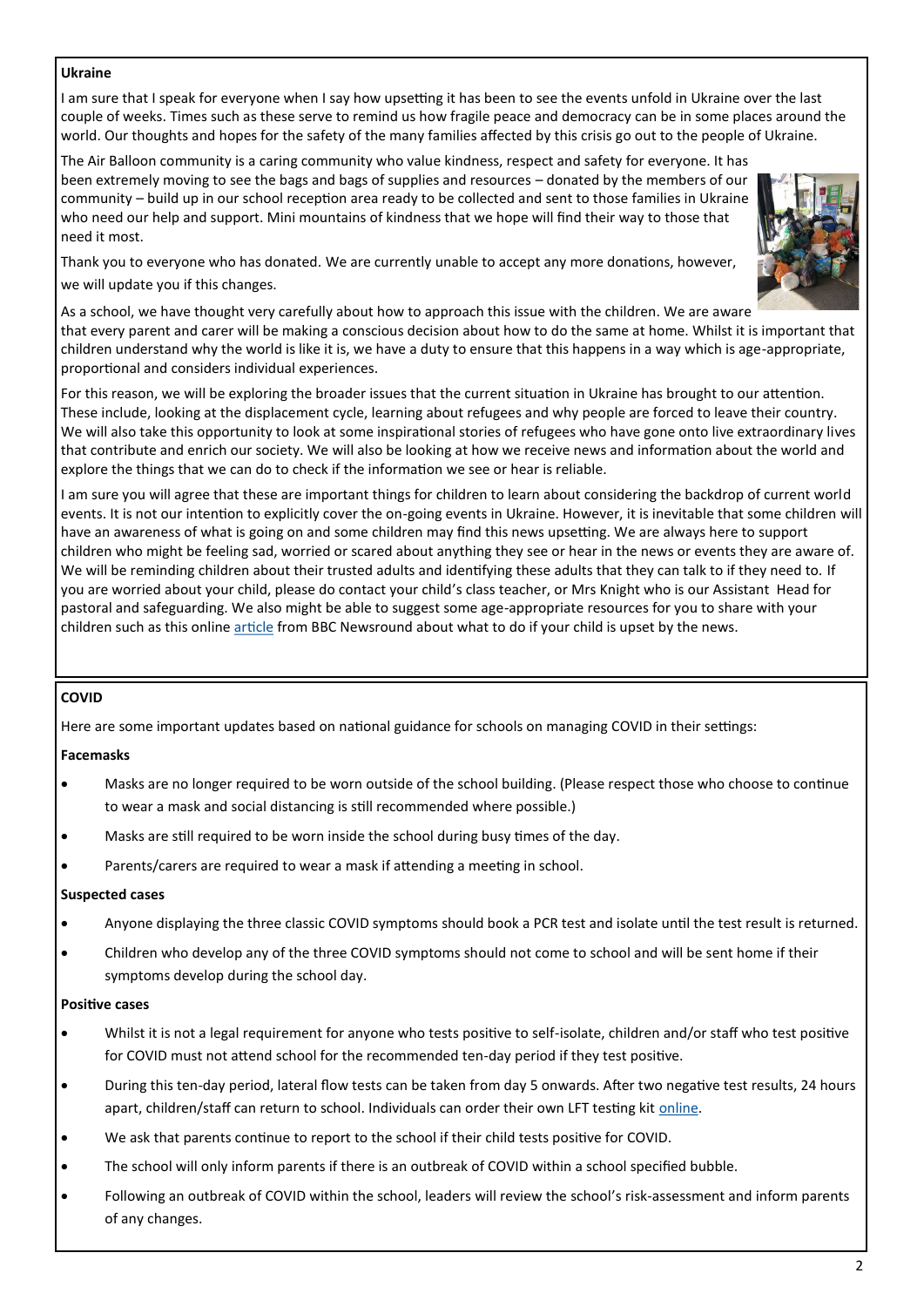## Ukraine

I am sure that I speak for everyone when I say how upsetting it has been to see the events unfold in Ukraine over the last couple of weeks. Times such as these serve to remind us how fragile peace and democracy can be in some places around the world. Our thoughts and hopes for the safety of the many families affected by this crisis go out to the people of Ukraine.

The Air Balloon community is a caring community who value kindness, respect and safety for everyone. It has been extremely moving to see the bags and bags of supplies and resources – donated by the members of our community – build up in our school reception area ready to be collected and sent to those families in Ukraine who need our help and support. Mini mountains of kindness that we hope will find their way to those that need it most.

Thank you to everyone who has donated. We are currently unable to accept any more donations, however, we will update you if this changes.

As a school, we have thought very carefully about how to approach this issue with the children. We are aware that every parent and carer will be making a conscious decision about how to do the same at home. Whilst it is important that children understand why the world is like it is, we have a duty to ensure that this happens in a way which is age-appropriate, proportional and considers individual experiences.

For this reason, we will be exploring the broader issues that the current situation in Ukraine has brought to our attention. These include, looking at the displacement cycle, learning about refugees and why people are forced to leave their country. We will also take this opportunity to look at some inspirational stories of refugees who have gone onto live extraordinary lives that contribute and enrich our society. We will also be looking at how we receive news and information about the world and explore the things that we can do to check if the information we see or hear is reliable.

I am sure you will agree that these are important things for children to learn about considering the backdrop of current world events. It is not our intention to explicitly cover the on-going events in Ukraine. However, it is inevitable that some children will have an awareness of what is going on and some children may find this news upsetting. We are always here to support children who might be feeling sad, worried or scared about anything they see or hear in the news or events they are aware of. We will be reminding children about their trusted adults and identifying these adults that they can talk to if they need to. If you are worried about your child, please do contact your child's class teacher, or Mrs Knight who is our Assistant Head for pastoral and safeguarding. We also might be able to suggest some age-appropriate resources for you to share with your children such as this online article from BBC Newsround about what to do if your child is upset by the news.

## COVID

Here are some important updates based on national guidance for schools on managing COVID in their settings:

### Facemasks

- Masks are no longer required to be worn outside of the school building. (Please respect those who choose to continue to wear a mask and social distancing is still recommended where possible.)
- Masks are still required to be worn inside the school during busy times of the day.
- Parents/carers are required to wear a mask if attending a meeting in school.

### Suspected cases

- Anyone displaying the three classic COVID symptoms should book a PCR test and isolate until the test result is returned.
- Children who develop any of the three COVID symptoms should not come to school and will be sent home if their symptoms develop during the school day.

### Positive cases

- Whilst it is not a legal requirement for anyone who tests positive to self-isolate, children and/or staff who test positive for COVID must not attend school for the recommended ten-day period if they test positive.
- During this ten-day period, lateral flow tests can be taken from day 5 onwards. After two negative test results, 24 hours apart, children/staff can return to school. Individuals can order their own LFT testing kit online.
- We ask that parents continue to report to the school if their child tests positive for COVID.
- The school will only inform parents if there is an outbreak of COVID within a school specified bubble.
- Following an outbreak of COVID within the school, leaders will review the school's risk-assessment and inform parents of any changes.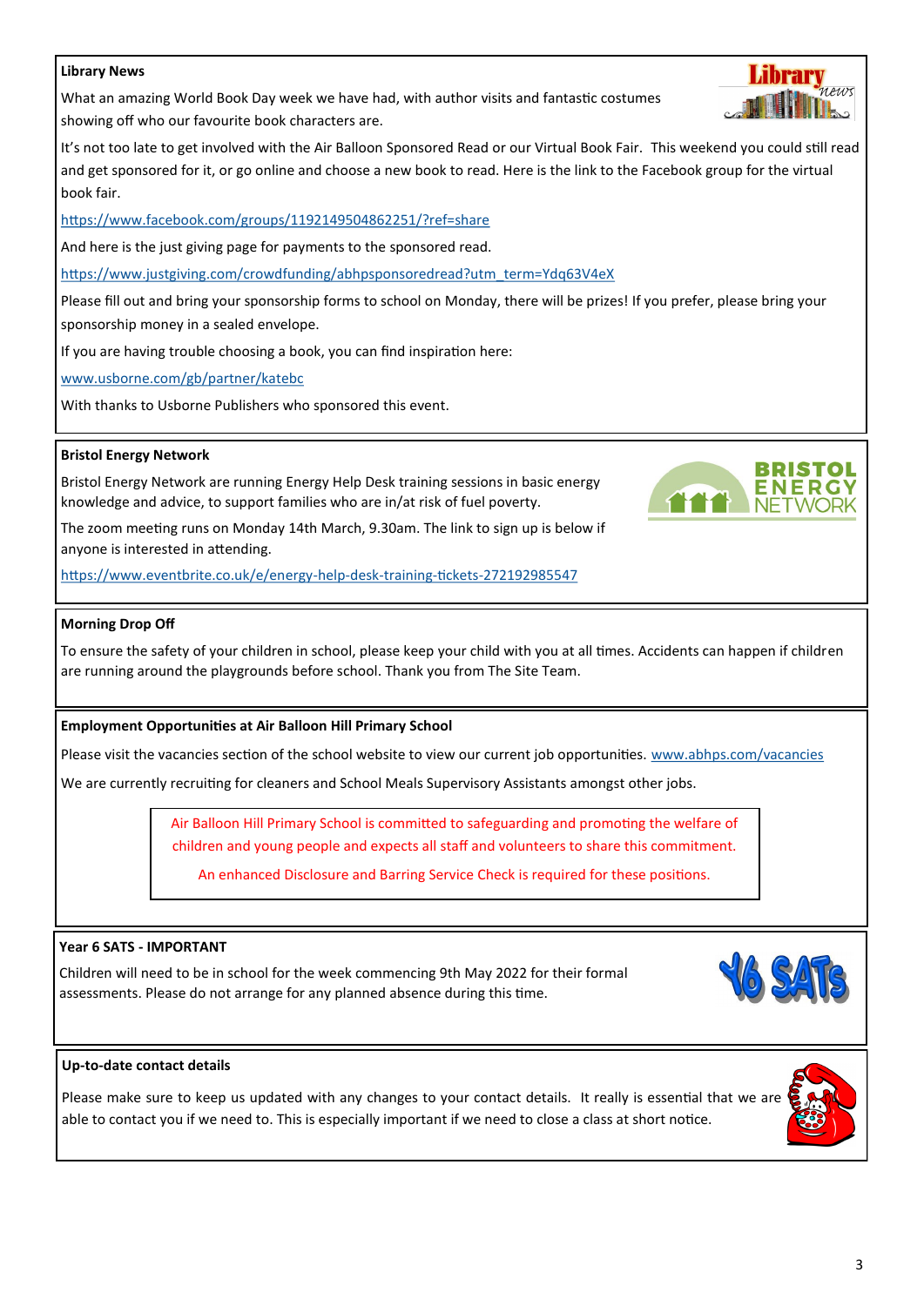### Library News

What an amazing World Book Day week we have had, with author visits and fantastic costumes showing off who our favourite book characters are.

It's not too late to get involved with the Air Balloon Sponsored Read or our Virtual Book Fair. This weekend you could still read and get sponsored for it, or go online and choose a new book to read. Here is the link to the Facebook group for the virtual book fair.

https://www.facebook.com/groups/1192149504862251/?ref=share

And here is the just giving page for payments to the sponsored read.

https://www.justgiving.com/crowdfunding/abhpsponsoredread?utm_term=Ydq63V4eX

Please fill out and bring your sponsorship forms to school on Monday, there will be prizes! If you prefer, please bring your sponsorship money in a sealed envelope.

If you are having trouble choosing a book, you can find inspiration here:

www.usborne.com/gb/partner/katebc

With thanks to Usborne Publishers who sponsored this event.

### Bristol Energy Network

Bristol Energy Network are running Energy Help Desk training sessions in basic energy knowledge and advice, to support families who are in/at risk of fuel poverty.

The zoom meeting runs on Monday 14th March, 9.30am. The link to sign up is below if anyone is interested in attending.

https://www.eventbrite.co.uk/e/energy-help-desk-training-tickets-272192985547

### Morning Drop Off

To ensure the safety of your children in school, please keep your child with you at all times. Accidents can happen if children are running around the playgrounds before school. Thank you from The Site Team.

### Employment Opportunities at Air Balloon Hill Primary School

Please visit the vacancies section of the school website to view our current job opportunities. www.abhps.com/vacancies

We are currently recruiting for cleaners and School Meals Supervisory Assistants amongst other jobs.

Air Balloon Hill Primary School is committed to safeguarding and promoting the welfare of children and young people and expects all staff and volunteers to share this commitment.

An enhanced Disclosure and Barring Service Check is required for these positions.

### Year 6 SATS - IMPORTANT

Children will need to be in school for the week commencing 9th May 2022 for their formal assessments. Please do not arrange for any planned absence during this time.

### Up-to-date contact details

Please make sure to keep us updated with any changes to your contact details. It really is essential that we are able to contact you if we need to. This is especially important if we need to close a class at short notice.